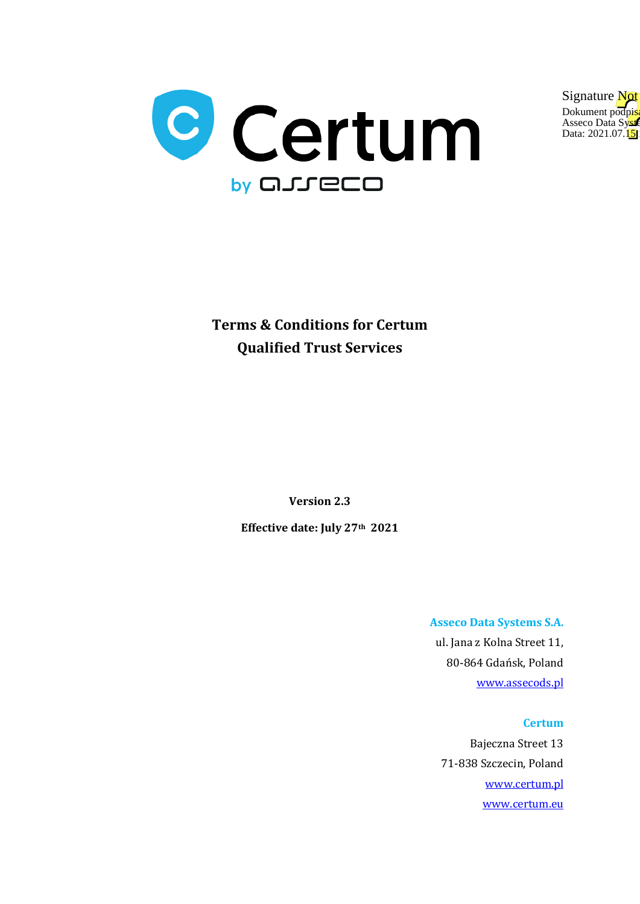Signature Not
Dokument podpis
Asseco Data Syst
Data: 2021.07.15

Certum

by asseco

# Terms & Conditions for Certum Qualified Trust Services

**Version 2.3**

**Effective date: July 27th 2021**

**Asseco Data Systems S.A.**
ul. Jana z Kolna Street 11,
80-864 Gdańsk, Poland
www.assecods.pl

**Certum**
Bajeczna Street 13
71-838 Szczecin, Poland
www.certum.pl
www.certum.eu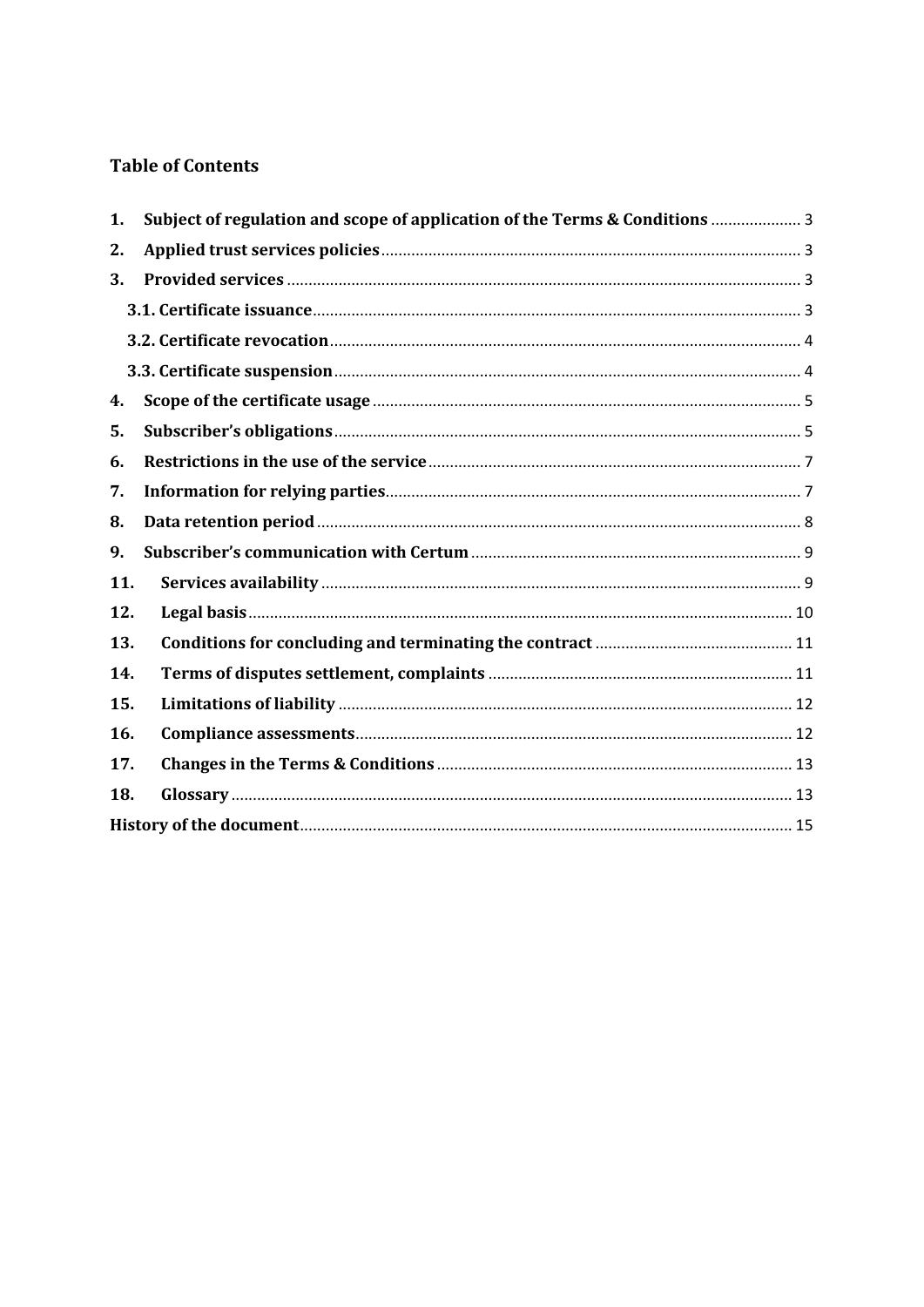## Table of Contents

1. **Subject of regulation and scope of application of the Terms & Conditions** ..................... 3
2. **Applied trust services policies** ..................... 3
3. **Provided services** ..................... 3
   - **3.1. Certificate issuance** ..................... 3
   - **3.2. Certificate revocation** ..................... 4
   - **3.3. Certificate suspension** ..................... 4
4. **Scope of the certificate usage** ..................... 5
5. **Subscriber's obligations** ..................... 5
6. **Restrictions in the use of the service** ..................... 7
7. **Information for relying parties** ..................... 7
8. **Data retention period** ..................... 8
9. **Subscriber's communication with Certum** ..................... 9
11. **Services availability** ..................... 9
12. **Legal basis** ..................... 10
13. **Conditions for concluding and terminating the contract** ..................... 11
14. **Terms of disputes settlement, complaints** ..................... 11
15. **Limitations of liability** ..................... 12
16. **Compliance assessments** ..................... 12
17. **Changes in the Terms & Conditions** ..................... 13
18. **Glossary** ..................... 13

**History of the document** ..................... 15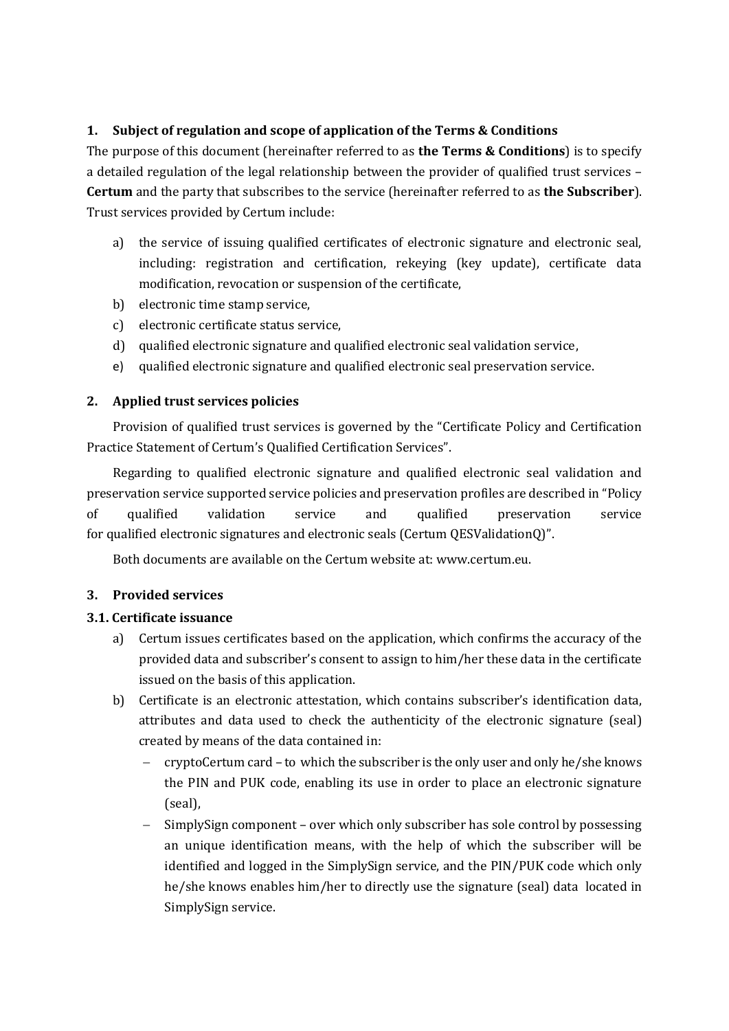## 1. Subject of regulation and scope of application of the Terms & Conditions

The purpose of this document (hereinafter referred to as **the Terms & Conditions**) is to specify a detailed regulation of the legal relationship between the provider of qualified trust services – **Certum** and the party that subscribes to the service (hereinafter referred to as **the Subscriber**). Trust services provided by Certum include:

a) the service of issuing qualified certificates of electronic signature and electronic seal, including: registration and certification, rekeying (key update), certificate data modification, revocation or suspension of the certificate,
b) electronic time stamp service,
c) electronic certificate status service,
d) qualified electronic signature and qualified electronic seal validation service,
e) qualified electronic signature and qualified electronic seal preservation service.

## 2. Applied trust services policies

Provision of qualified trust services is governed by the "Certificate Policy and Certification Practice Statement of Certum's Qualified Certification Services".

Regarding to qualified electronic signature and qualified electronic seal validation and preservation service supported service policies and preservation profiles are described in "Policy of qualified validation service and qualified preservation service for qualified electronic signatures and electronic seals (Certum QESValidationQ)".

Both documents are available on the Certum website at: www.certum.eu.

## 3. Provided services

### 3.1. Certificate issuance

a) Certum issues certificates based on the application, which confirms the accuracy of the provided data and subscriber's consent to assign to him/her these data in the certificate issued on the basis of this application.
b) Certificate is an electronic attestation, which contains subscriber's identification data, attributes and data used to check the authenticity of the electronic signature (seal) created by means of the data contained in:
   - cryptoCertum card – to which the subscriber is the only user and only he/she knows the PIN and PUK code, enabling its use in order to place an electronic signature (seal),
   - SimplySign component – over which only subscriber has sole control by possessing an unique identification means, with the help of which the subscriber will be identified and logged in the SimplySign service, and the PIN/PUK code which only he/she knows enables him/her to directly use the signature (seal) data located in SimplySign service.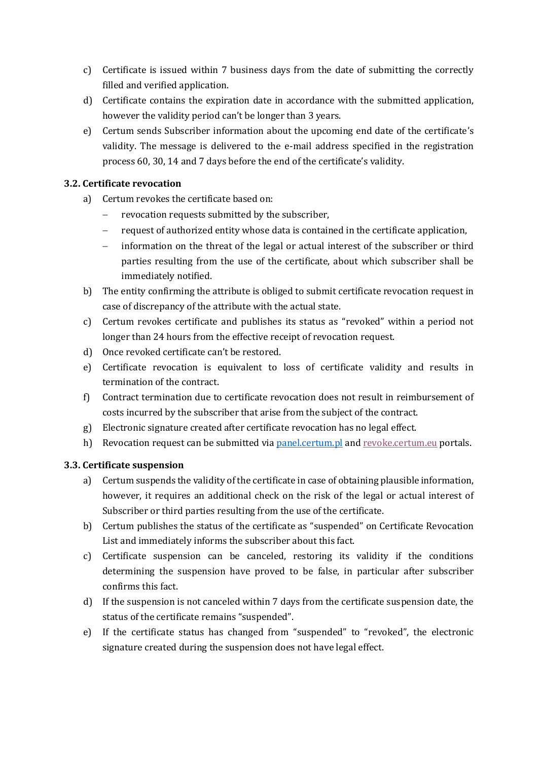c) Certificate is issued within 7 business days from the date of submitting the correctly filled and verified application.

d) Certificate contains the expiration date in accordance with the submitted application, however the validity period can't be longer than 3 years.

e) Certum sends Subscriber information about the upcoming end date of the certificate's validity. The message is delivered to the e-mail address specified in the registration process 60, 30, 14 and 7 days before the end of the certificate's validity.

### 3.2. Certificate revocation

a) Certum revokes the certificate based on:
   - revocation requests submitted by the subscriber,
   - request of authorized entity whose data is contained in the certificate application,
   - information on the threat of the legal or actual interest of the subscriber or third parties resulting from the use of the certificate, about which subscriber shall be immediately notified.

b) The entity confirming the attribute is obliged to submit certificate revocation request in case of discrepancy of the attribute with the actual state.

c) Certum revokes certificate and publishes its status as "revoked" within a period not longer than 24 hours from the effective receipt of revocation request.

d) Once revoked certificate can't be restored.

e) Certificate revocation is equivalent to loss of certificate validity and results in termination of the contract.

f) Contract termination due to certificate revocation does not result in reimbursement of costs incurred by the subscriber that arise from the subject of the contract.

g) Electronic signature created after certificate revocation has no legal effect.

h) Revocation request can be submitted via panel.certum.pl and revoke.certum.eu portals.

### 3.3. Certificate suspension

a) Certum suspends the validity of the certificate in case of obtaining plausible information, however, it requires an additional check on the risk of the legal or actual interest of Subscriber or third parties resulting from the use of the certificate.

b) Certum publishes the status of the certificate as "suspended" on Certificate Revocation List and immediately informs the subscriber about this fact.

c) Certificate suspension can be canceled, restoring its validity if the conditions determining the suspension have proved to be false, in particular after subscriber confirms this fact.

d) If the suspension is not canceled within 7 days from the certificate suspension date, the status of the certificate remains "suspended".

e) If the certificate status has changed from "suspended" to "revoked", the electronic signature created during the suspension does not have legal effect.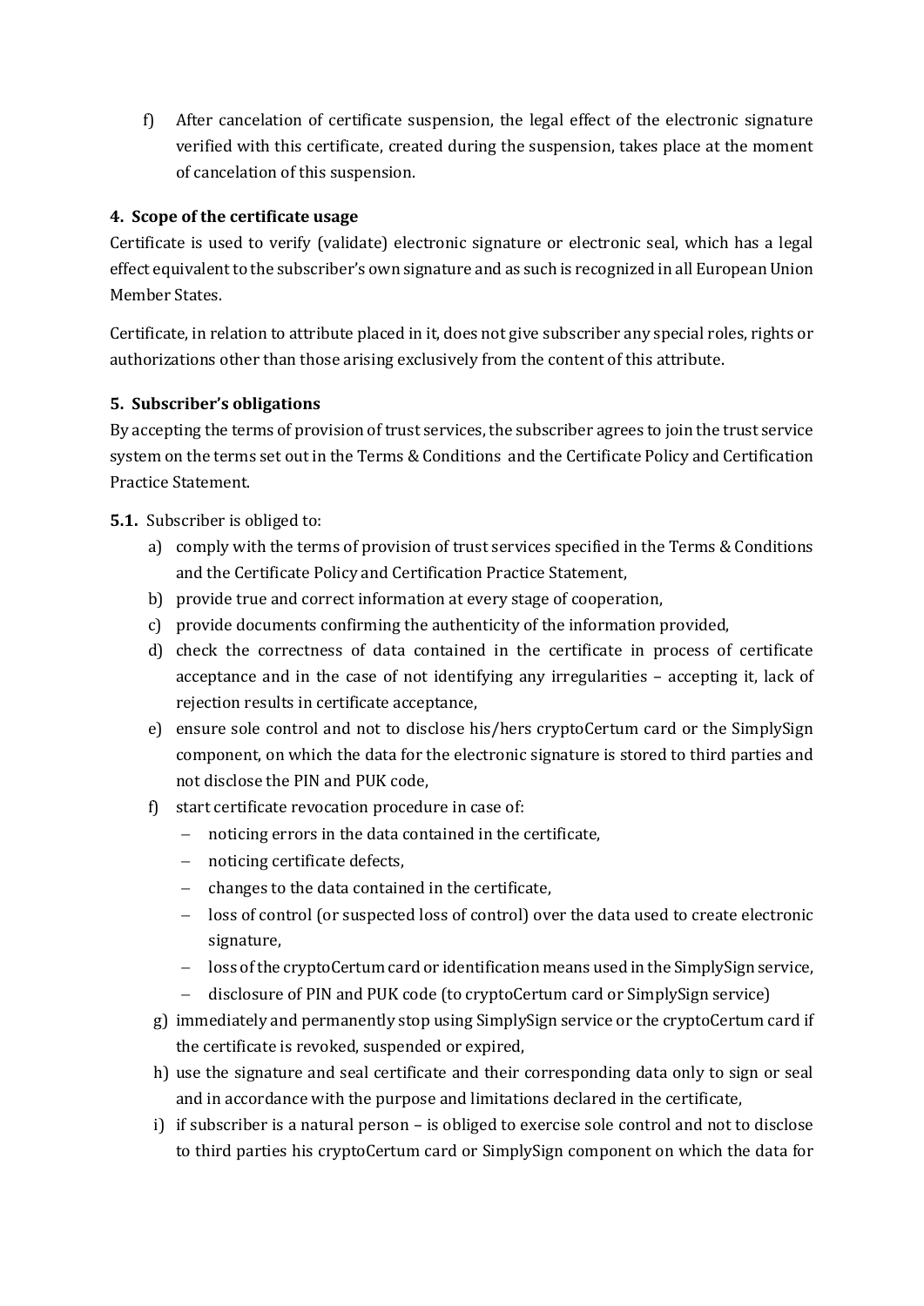f) After cancelation of certificate suspension, the legal effect of the electronic signature verified with this certificate, created during the suspension, takes place at the moment of cancelation of this suspension.

## 4. Scope of the certificate usage

Certificate is used to verify (validate) electronic signature or electronic seal, which has a legal effect equivalent to the subscriber's own signature and as such is recognized in all European Union Member States.

Certificate, in relation to attribute placed in it, does not give subscriber any special roles, rights or authorizations other than those arising exclusively from the content of this attribute.

## 5. Subscriber's obligations

By accepting the terms of provision of trust services, the subscriber agrees to join the trust service system on the terms set out in the Terms & Conditions and the Certificate Policy and Certification Practice Statement.

**5.1.** Subscriber is obliged to:

a) comply with the terms of provision of trust services specified in the Terms & Conditions and the Certificate Policy and Certification Practice Statement,
b) provide true and correct information at every stage of cooperation,
c) provide documents confirming the authenticity of the information provided,
d) check the correctness of data contained in the certificate in process of certificate acceptance and in the case of not identifying any irregularities – accepting it, lack of rejection results in certificate acceptance,
e) ensure sole control and not to disclose his/hers cryptoCertum card or the SimplySign component, on which the data for the electronic signature is stored to third parties and not disclose the PIN and PUK code,
f) start certificate revocation procedure in case of:
   - noticing errors in the data contained in the certificate,
   - noticing certificate defects,
   - changes to the data contained in the certificate,
   - loss of control (or suspected loss of control) over the data used to create electronic signature,
   - loss of the cryptoCertum card or identification means used in the SimplySign service,
   - disclosure of PIN and PUK code (to cryptoCertum card or SimplySign service)
g) immediately and permanently stop using SimplySign service or the cryptoCertum card if the certificate is revoked, suspended or expired,
h) use the signature and seal certificate and their corresponding data only to sign or seal and in accordance with the purpose and limitations declared in the certificate,
i) if subscriber is a natural person – is obliged to exercise sole control and not to disclose to third parties his cryptoCertum card or SimplySign component on which the data for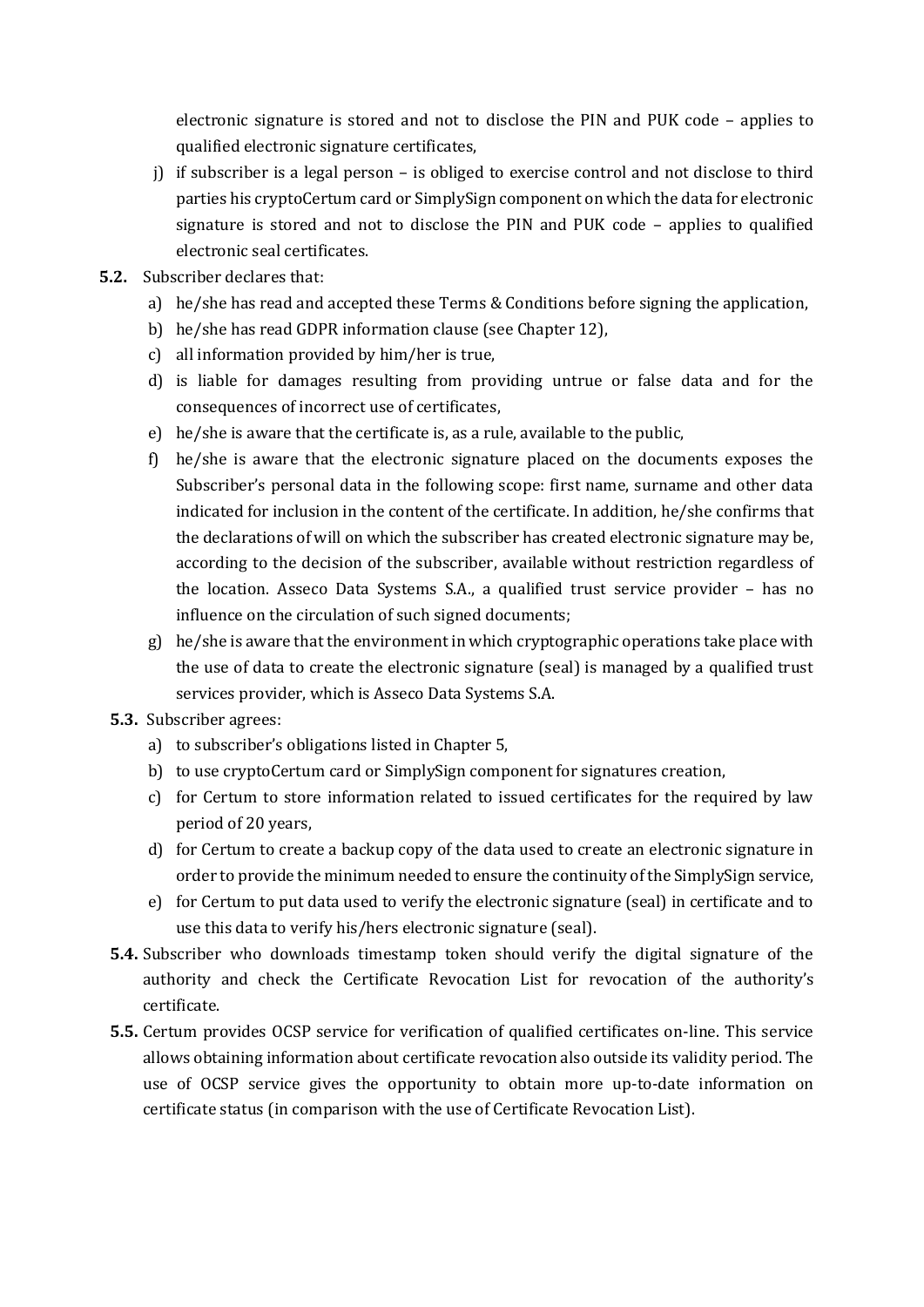electronic signature is stored and not to disclose the PIN and PUK code – applies to qualified electronic signature certificates,

j) if subscriber is a legal person – is obliged to exercise control and not disclose to third parties his cryptoCertum card or SimplySign component on which the data for electronic signature is stored and not to disclose the PIN and PUK code – applies to qualified electronic seal certificates.

**5.2.** Subscriber declares that:

a) he/she has read and accepted these Terms & Conditions before signing the application,

b) he/she has read GDPR information clause (see Chapter 12),

c) all information provided by him/her is true,

d) is liable for damages resulting from providing untrue or false data and for the consequences of incorrect use of certificates,

e) he/she is aware that the certificate is, as a rule, available to the public,

f) he/she is aware that the electronic signature placed on the documents exposes the Subscriber's personal data in the following scope: first name, surname and other data indicated for inclusion in the content of the certificate. In addition, he/she confirms that the declarations of will on which the subscriber has created electronic signature may be, according to the decision of the subscriber, available without restriction regardless of the location. Asseco Data Systems S.A., a qualified trust service provider – has no influence on the circulation of such signed documents;

g) he/she is aware that the environment in which cryptographic operations take place with the use of data to create the electronic signature (seal) is managed by a qualified trust services provider, which is Asseco Data Systems S.A.

**5.3.** Subscriber agrees:

a) to subscriber's obligations listed in Chapter 5,

b) to use cryptoCertum card or SimplySign component for signatures creation,

c) for Certum to store information related to issued certificates for the required by law period of 20 years,

d) for Certum to create a backup copy of the data used to create an electronic signature in order to provide the minimum needed to ensure the continuity of the SimplySign service,

e) for Certum to put data used to verify the electronic signature (seal) in certificate and to use this data to verify his/hers electronic signature (seal).

**5.4.** Subscriber who downloads timestamp token should verify the digital signature of the authority and check the Certificate Revocation List for revocation of the authority's certificate.

**5.5.** Certum provides OCSP service for verification of qualified certificates on-line. This service allows obtaining information about certificate revocation also outside its validity period. The use of OCSP service gives the opportunity to obtain more up-to-date information on certificate status (in comparison with the use of Certificate Revocation List).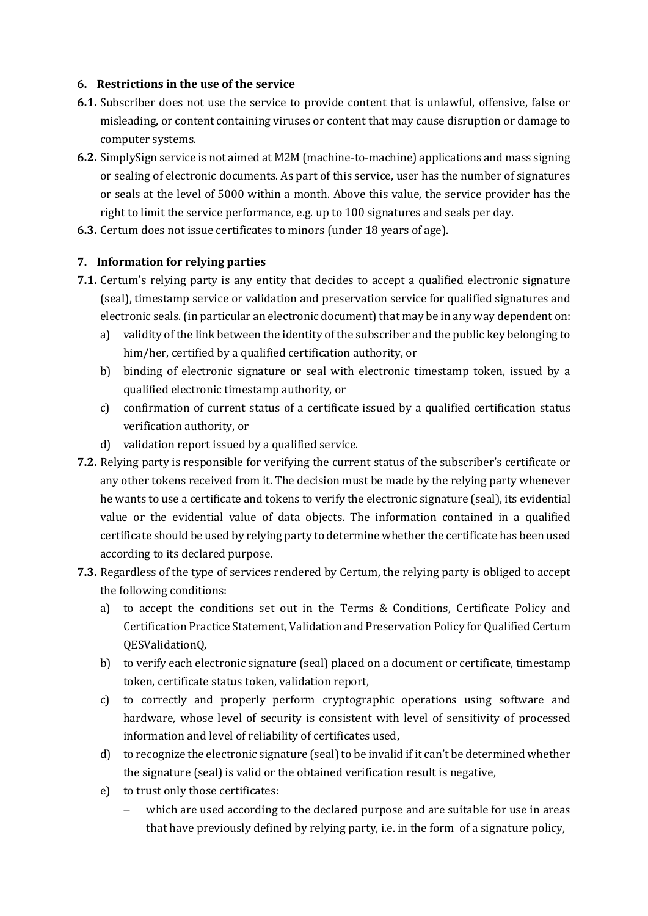## 6. Restrictions in the use of the service

**6.1.** Subscriber does not use the service to provide content that is unlawful, offensive, false or misleading, or content containing viruses or content that may cause disruption or damage to computer systems.

**6.2.** SimplySign service is not aimed at M2M (machine-to-machine) applications and mass signing or sealing of electronic documents. As part of this service, user has the number of signatures or seals at the level of 5000 within a month. Above this value, the service provider has the right to limit the service performance, e.g. up to 100 signatures and seals per day.

**6.3.** Certum does not issue certificates to minors (under 18 years of age).

## 7. Information for relying parties

**7.1.** Certum's relying party is any entity that decides to accept a qualified electronic signature (seal), timestamp service or validation and preservation service for qualified signatures and electronic seals. (in particular an electronic document) that may be in any way dependent on:

a) validity of the link between the identity of the subscriber and the public key belonging to him/her, certified by a qualified certification authority, or
b) binding of electronic signature or seal with electronic timestamp token, issued by a qualified electronic timestamp authority, or
c) confirmation of current status of a certificate issued by a qualified certification status verification authority, or
d) validation report issued by a qualified service.

**7.2.** Relying party is responsible for verifying the current status of the subscriber's certificate or any other tokens received from it. The decision must be made by the relying party whenever he wants to use a certificate and tokens to verify the electronic signature (seal), its evidential value or the evidential value of data objects. The information contained in a qualified certificate should be used by relying party to determine whether the certificate has been used according to its declared purpose.

**7.3.** Regardless of the type of services rendered by Certum, the relying party is obliged to accept the following conditions:

a) to accept the conditions set out in the Terms & Conditions, Certificate Policy and Certification Practice Statement, Validation and Preservation Policy for Qualified Certum QESValidationQ,
b) to verify each electronic signature (seal) placed on a document or certificate, timestamp token, certificate status token, validation report,
c) to correctly and properly perform cryptographic operations using software and hardware, whose level of security is consistent with level of sensitivity of processed information and level of reliability of certificates used,
d) to recognize the electronic signature (seal) to be invalid if it can't be determined whether the signature (seal) is valid or the obtained verification result is negative,
e) to trust only those certificates:
   - which are used according to the declared purpose and are suitable for use in areas that have previously defined by relying party, i.e. in the form of a signature policy,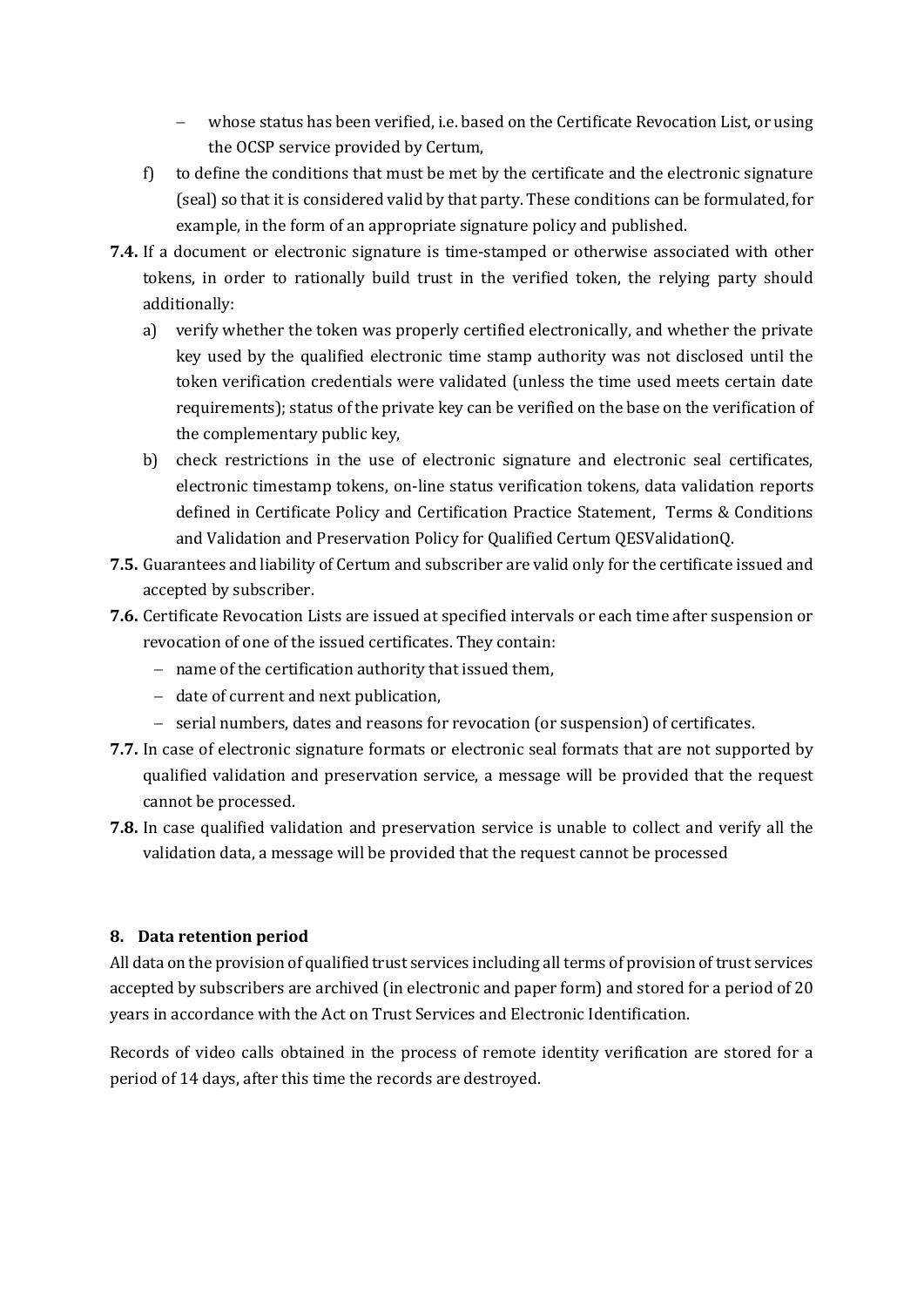- whose status has been verified, i.e. based on the Certificate Revocation List, or using the OCSP service provided by Certum,

f) to define the conditions that must be met by the certificate and the electronic signature (seal) so that it is considered valid by that party. These conditions can be formulated, for example, in the form of an appropriate signature policy and published.

**7.4.** If a document or electronic signature is time-stamped or otherwise associated with other tokens, in order to rationally build trust in the verified token, the relying party should additionally:

a) verify whether the token was properly certified electronically, and whether the private key used by the qualified electronic time stamp authority was not disclosed until the token verification credentials were validated (unless the time used meets certain date requirements); status of the private key can be verified on the base on the verification of the complementary public key,

b) check restrictions in the use of electronic signature and electronic seal certificates, electronic timestamp tokens, on-line status verification tokens, data validation reports defined in Certificate Policy and Certification Practice Statement, Terms & Conditions and Validation and Preservation Policy for Qualified Certum QESValidationQ.

**7.5.** Guarantees and liability of Certum and subscriber are valid only for the certificate issued and accepted by subscriber.

**7.6.** Certificate Revocation Lists are issued at specified intervals or each time after suspension or revocation of one of the issued certificates. They contain:

- name of the certification authority that issued them,
- date of current and next publication,
- serial numbers, dates and reasons for revocation (or suspension) of certificates.

**7.7.** In case of electronic signature formats or electronic seal formats that are not supported by qualified validation and preservation service, a message will be provided that the request cannot be processed.

**7.8.** In case qualified validation and preservation service is unable to collect and verify all the validation data, a message will be provided that the request cannot be processed

## 8. Data retention period

All data on the provision of qualified trust services including all terms of provision of trust services accepted by subscribers are archived (in electronic and paper form) and stored for a period of 20 years in accordance with the Act on Trust Services and Electronic Identification.

Records of video calls obtained in the process of remote identity verification are stored for a period of 14 days, after this time the records are destroyed.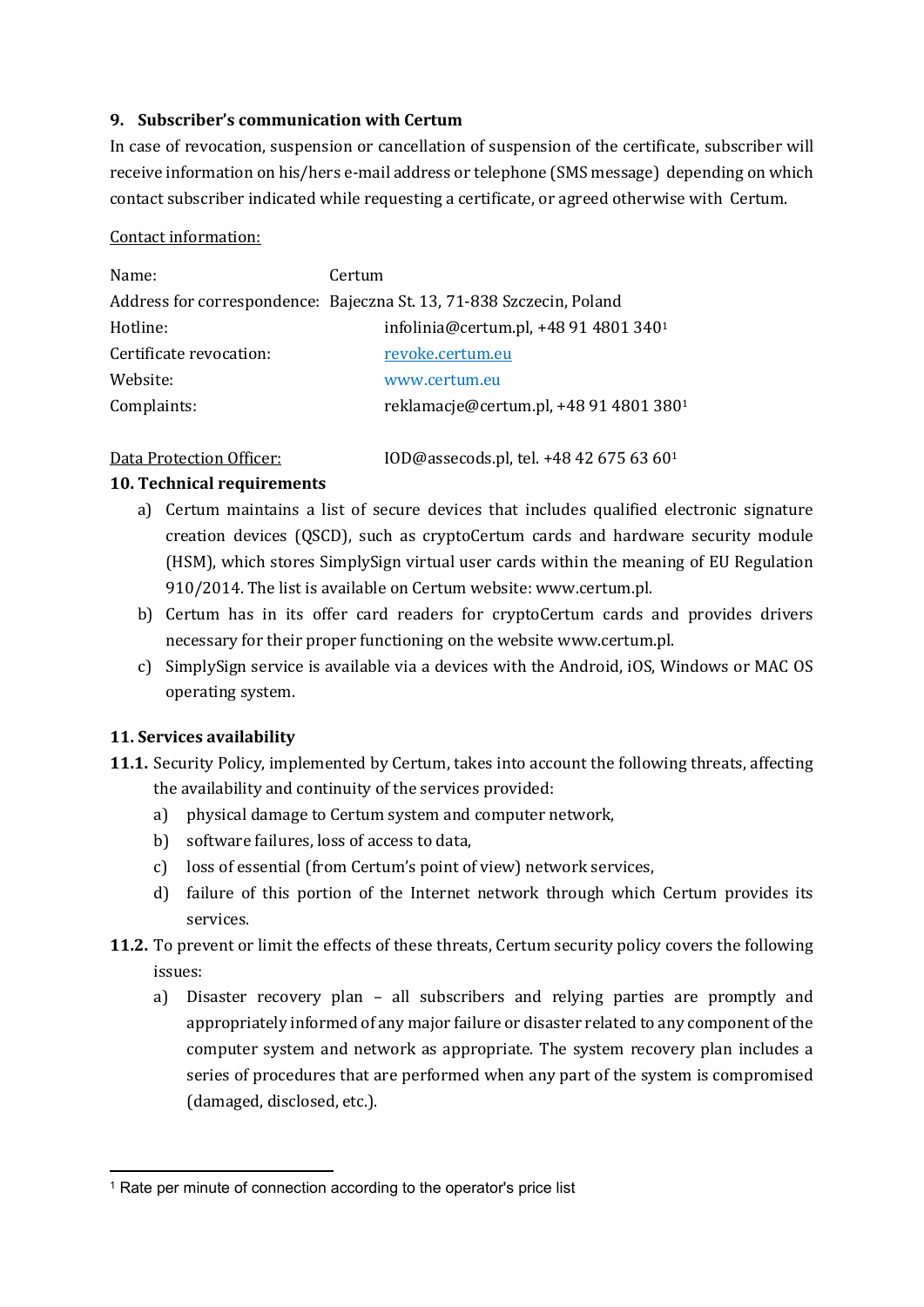## 9. Subscriber's communication with Certum

In case of revocation, suspension or cancellation of suspension of the certificate, subscriber will receive information on his/hers e-mail address or telephone (SMS message) depending on which contact subscriber indicated while requesting a certificate, or agreed otherwise with Certum.

Contact information:

| | |
|---|---|
| Name: | Certum |
| Address for correspondence: | Bajeczna St. 13, 71-838 Szczecin, Poland |
| Hotline: | infolinia@certum.pl, +48 91 4801 340[1] |
| Certificate revocation: | revoke.certum.eu |
| Website: | www.certum.eu |
| Complaints: | reklamacje@certum.pl, +48 91 4801 380[1] |

Data Protection Officer: IOD@assecods.pl, tel. +48 42 675 63 60[1]

## 10. Technical requirements

a) Certum maintains a list of secure devices that includes qualified electronic signature creation devices (QSCD), such as cryptoCertum cards and hardware security module (HSM), which stores SimplySign virtual user cards within the meaning of EU Regulation 910/2014. The list is available on Certum website: www.certum.pl.

b) Certum has in its offer card readers for cryptoCertum cards and provides drivers necessary for their proper functioning on the website www.certum.pl.

c) SimplySign service is available via a devices with the Android, iOS, Windows or MAC OS operating system.

## 11. Services availability

**11.1.** Security Policy, implemented by Certum, takes into account the following threats, affecting the availability and continuity of the services provided:

a) physical damage to Certum system and computer network,

b) software failures, loss of access to data,

c) loss of essential (from Certum's point of view) network services,

d) failure of this portion of the Internet network through which Certum provides its services.

**11.2.** To prevent or limit the effects of these threats, Certum security policy covers the following issues:

a) Disaster recovery plan – all subscribers and relying parties are promptly and appropriately informed of any major failure or disaster related to any component of the computer system and network as appropriate. The system recovery plan includes a series of procedures that are performed when any part of the system is compromised (damaged, disclosed, etc.).

---

[1] Rate per minute of connection according to the operator's price list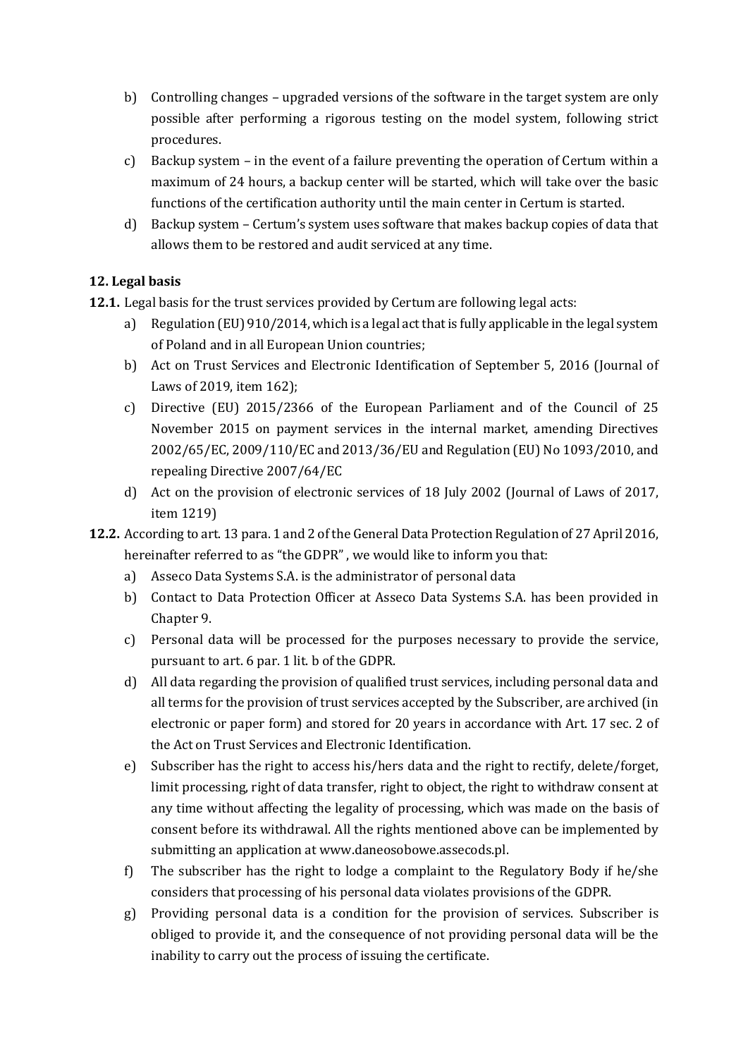b) Controlling changes – upgraded versions of the software in the target system are only possible after performing a rigorous testing on the model system, following strict procedures.
c) Backup system – in the event of a failure preventing the operation of Certum within a maximum of 24 hours, a backup center will be started, which will take over the basic functions of the certification authority until the main center in Certum is started.
d) Backup system – Certum's system uses software that makes backup copies of data that allows them to be restored and audit serviced at any time.

## 12. Legal basis

**12.1.** Legal basis for the trust services provided by Certum are following legal acts:

a) Regulation (EU) 910/2014, which is a legal act that is fully applicable in the legal system of Poland and in all European Union countries;
b) Act on Trust Services and Electronic Identification of September 5, 2016 (Journal of Laws of 2019, item 162);
c) Directive (EU) 2015/2366 of the European Parliament and of the Council of 25 November 2015 on payment services in the internal market, amending Directives 2002/65/EC, 2009/110/EC and 2013/36/EU and Regulation (EU) No 1093/2010, and repealing Directive 2007/64/EC
d) Act on the provision of electronic services of 18 July 2002 (Journal of Laws of 2017, item 1219)

**12.2.** According to art. 13 para. 1 and 2 of the General Data Protection Regulation of 27 April 2016, hereinafter referred to as "the GDPR" , we would like to inform you that:

a) Asseco Data Systems S.A. is the administrator of personal data
b) Contact to Data Protection Officer at Asseco Data Systems S.A. has been provided in Chapter 9.
c) Personal data will be processed for the purposes necessary to provide the service, pursuant to art. 6 par. 1 lit. b of the GDPR.
d) All data regarding the provision of qualified trust services, including personal data and all terms for the provision of trust services accepted by the Subscriber, are archived (in electronic or paper form) and stored for 20 years in accordance with Art. 17 sec. 2 of the Act on Trust Services and Electronic Identification.
e) Subscriber has the right to access his/hers data and the right to rectify, delete/forget, limit processing, right of data transfer, right to object, the right to withdraw consent at any time without affecting the legality of processing, which was made on the basis of consent before its withdrawal. All the rights mentioned above can be implemented by submitting an application at www.daneosobowe.assecods.pl.
f) The subscriber has the right to lodge a complaint to the Regulatory Body if he/she considers that processing of his personal data violates provisions of the GDPR.
g) Providing personal data is a condition for the provision of services. Subscriber is obliged to provide it, and the consequence of not providing personal data will be the inability to carry out the process of issuing the certificate.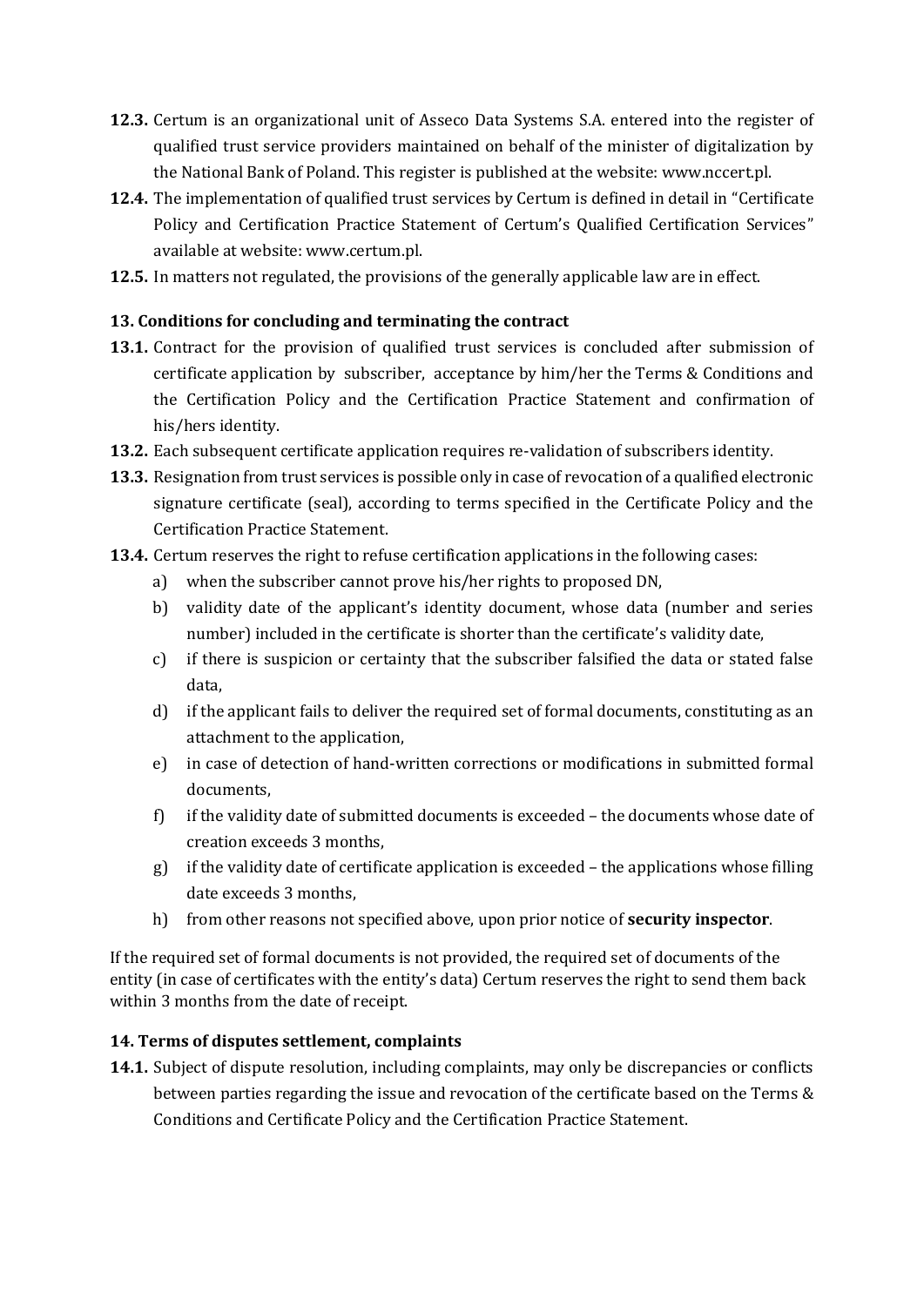**12.3.** Certum is an organizational unit of Asseco Data Systems S.A. entered into the register of qualified trust service providers maintained on behalf of the minister of digitalization by the National Bank of Poland. This register is published at the website: www.nccert.pl.

**12.4.** The implementation of qualified trust services by Certum is defined in detail in "Certificate Policy and Certification Practice Statement of Certum's Qualified Certification Services" available at website: www.certum.pl.

**12.5.** In matters not regulated, the provisions of the generally applicable law are in effect.

### 13. Conditions for concluding and terminating the contract

**13.1.** Contract for the provision of qualified trust services is concluded after submission of certificate application by subscriber, acceptance by him/her the Terms & Conditions and the Certification Policy and the Certification Practice Statement and confirmation of his/hers identity.

**13.2.** Each subsequent certificate application requires re-validation of subscribers identity.

**13.3.** Resignation from trust services is possible only in case of revocation of a qualified electronic signature certificate (seal), according to terms specified in the Certificate Policy and the Certification Practice Statement.

**13.4.** Certum reserves the right to refuse certification applications in the following cases:

a) when the subscriber cannot prove his/her rights to proposed DN,

b) validity date of the applicant's identity document, whose data (number and series number) included in the certificate is shorter than the certificate's validity date,

c) if there is suspicion or certainty that the subscriber falsified the data or stated false data,

d) if the applicant fails to deliver the required set of formal documents, constituting as an attachment to the application,

e) in case of detection of hand-written corrections or modifications in submitted formal documents,

f) if the validity date of submitted documents is exceeded – the documents whose date of creation exceeds 3 months,

g) if the validity date of certificate application is exceeded – the applications whose filling date exceeds 3 months,

h) from other reasons not specified above, upon prior notice of **security inspector**.

If the required set of formal documents is not provided, the required set of documents of the entity (in case of certificates with the entity's data) Certum reserves the right to send them back within 3 months from the date of receipt.

### 14. Terms of disputes settlement, complaints

**14.1.** Subject of dispute resolution, including complaints, may only be discrepancies or conflicts between parties regarding the issue and revocation of the certificate based on the Terms & Conditions and Certificate Policy and the Certification Practice Statement.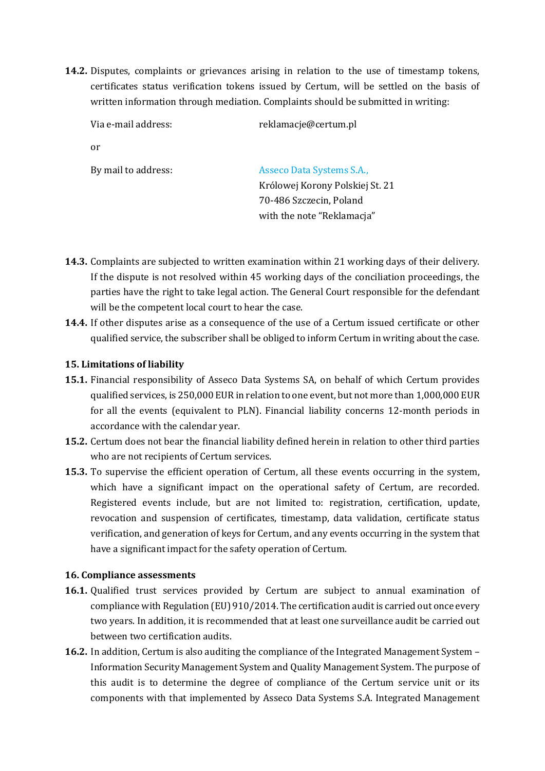**14.2.** Disputes, complaints or grievances arising in relation to the use of timestamp tokens, certificates status verification tokens issued by Certum, will be settled on the basis of written information through mediation. Complaints should be submitted in writing:

| | |
|---|---|
| Via e-mail address: | reklamacje@certum.pl |
| or | |
| By mail to address: | Asseco Data Systems S.A.,<br>Królowej Korony Polskiej St. 21<br>70-486 Szczecin, Poland<br>with the note "Reklamacja" |

**14.3.** Complaints are subjected to written examination within 21 working days of their delivery. If the dispute is not resolved within 45 working days of the conciliation proceedings, the parties have the right to take legal action. The General Court responsible for the defendant will be the competent local court to hear the case.

**14.4.** If other disputes arise as a consequence of the use of a Certum issued certificate or other qualified service, the subscriber shall be obliged to inform Certum in writing about the case.

### 15. Limitations of liability

**15.1.** Financial responsibility of Asseco Data Systems SA, on behalf of which Certum provides qualified services, is 250,000 EUR in relation to one event, but not more than 1,000,000 EUR for all the events (equivalent to PLN). Financial liability concerns 12-month periods in accordance with the calendar year.

**15.2.** Certum does not bear the financial liability defined herein in relation to other third parties who are not recipients of Certum services.

**15.3.** To supervise the efficient operation of Certum, all these events occurring in the system, which have a significant impact on the operational safety of Certum, are recorded. Registered events include, but are not limited to: registration, certification, update, revocation and suspension of certificates, timestamp, data validation, certificate status verification, and generation of keys for Certum, and any events occurring in the system that have a significant impact for the safety operation of Certum.

### 16. Compliance assessments

**16.1.** Qualified trust services provided by Certum are subject to annual examination of compliance with Regulation (EU) 910/2014. The certification audit is carried out once every two years. In addition, it is recommended that at least one surveillance audit be carried out between two certification audits.

**16.2.** In addition, Certum is also auditing the compliance of the Integrated Management System – Information Security Management System and Quality Management System. The purpose of this audit is to determine the degree of compliance of the Certum service unit or its components with that implemented by Asseco Data Systems S.A. Integrated Management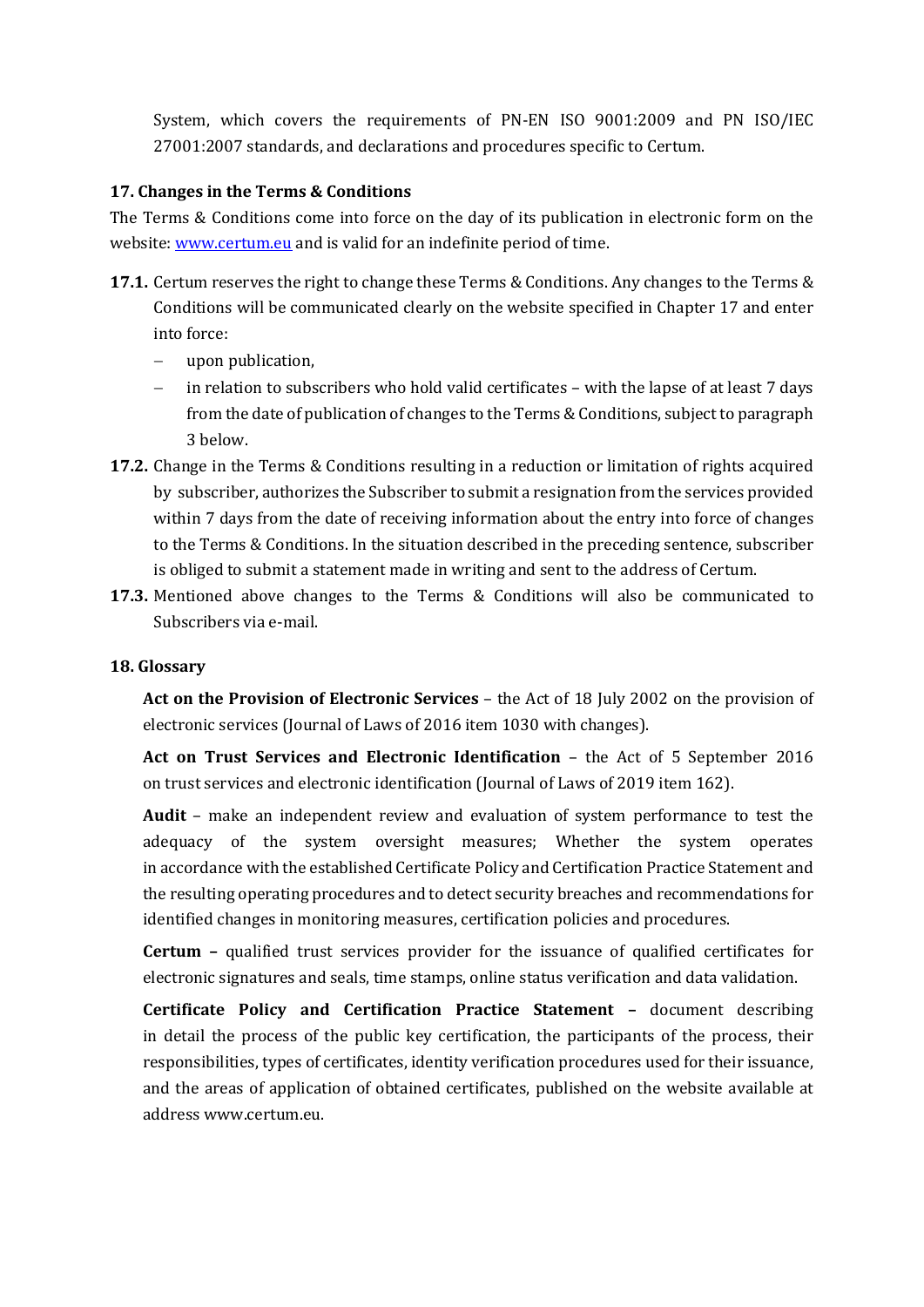System, which covers the requirements of PN-EN ISO 9001:2009 and PN ISO/IEC 27001:2007 standards, and declarations and procedures specific to Certum.

## 17. Changes in the Terms & Conditions

The Terms & Conditions come into force on the day of its publication in electronic form on the website: [www.certum.eu](www.certum.eu) and is valid for an indefinite period of time.

**17.1.** Certum reserves the right to change these Terms & Conditions. Any changes to the Terms & Conditions will be communicated clearly on the website specified in Chapter 17 and enter into force:

- upon publication,
- in relation to subscribers who hold valid certificates – with the lapse of at least 7 days from the date of publication of changes to the Terms & Conditions, subject to paragraph 3 below.

**17.2.** Change in the Terms & Conditions resulting in a reduction or limitation of rights acquired by subscriber, authorizes the Subscriber to submit a resignation from the services provided within 7 days from the date of receiving information about the entry into force of changes to the Terms & Conditions. In the situation described in the preceding sentence, subscriber is obliged to submit a statement made in writing and sent to the address of Certum.

**17.3.** Mentioned above changes to the Terms & Conditions will also be communicated to Subscribers via e-mail.

## 18. Glossary

**Act on the Provision of Electronic Services** – the Act of 18 July 2002 on the provision of electronic services (Journal of Laws of 2016 item 1030 with changes).

**Act on Trust Services and Electronic Identification** – the Act of 5 September 2016 on trust services and electronic identification (Journal of Laws of 2019 item 162).

**Audit** – make an independent review and evaluation of system performance to test the adequacy of the system oversight measures; Whether the system operates in accordance with the established Certificate Policy and Certification Practice Statement and the resulting operating procedures and to detect security breaches and recommendations for identified changes in monitoring measures, certification policies and procedures.

**Certum –** qualified trust services provider for the issuance of qualified certificates for electronic signatures and seals, time stamps, online status verification and data validation.

**Certificate Policy and Certification Practice Statement –** document describing in detail the process of the public key certification, the participants of the process, their responsibilities, types of certificates, identity verification procedures used for their issuance, and the areas of application of obtained certificates, published on the website available at address www.certum.eu.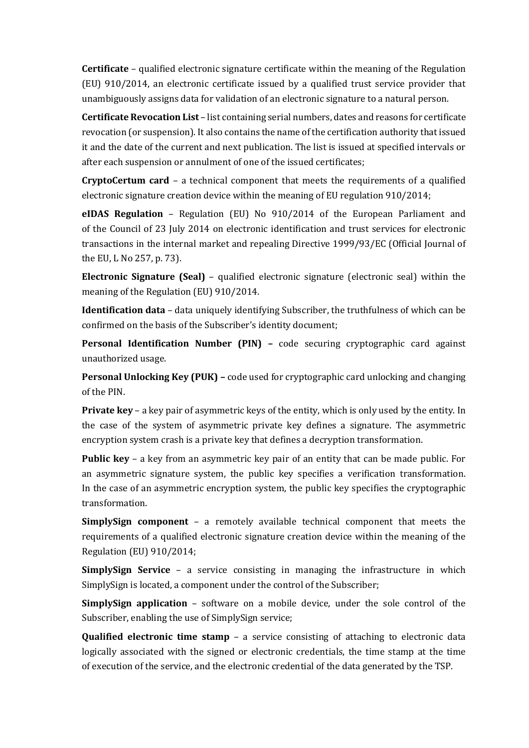**Certificate** – qualified electronic signature certificate within the meaning of the Regulation (EU) 910/2014, an electronic certificate issued by a qualified trust service provider that unambiguously assigns data for validation of an electronic signature to a natural person.

**Certificate Revocation List** – list containing serial numbers, dates and reasons for certificate revocation (or suspension). It also contains the name of the certification authority that issued it and the date of the current and next publication. The list is issued at specified intervals or after each suspension or annulment of one of the issued certificates;

**CryptoCertum card** – a technical component that meets the requirements of a qualified electronic signature creation device within the meaning of EU regulation 910/2014;

**eIDAS Regulation** – Regulation (EU) No 910/2014 of the European Parliament and of the Council of 23 July 2014 on electronic identification and trust services for electronic transactions in the internal market and repealing Directive 1999/93/EC (Official Journal of the EU, L No 257, p. 73).

**Electronic Signature (Seal)** – qualified electronic signature (electronic seal) within the meaning of the Regulation (EU) 910/2014.

**Identification data** – data uniquely identifying Subscriber, the truthfulness of which can be confirmed on the basis of the Subscriber's identity document;

**Personal Identification Number (PIN) –** code securing cryptographic card against unauthorized usage.

**Personal Unlocking Key (PUK) –** code used for cryptographic card unlocking and changing of the PIN.

**Private key** – a key pair of asymmetric keys of the entity, which is only used by the entity. In the case of the system of asymmetric private key defines a signature. The asymmetric encryption system crash is a private key that defines a decryption transformation.

**Public key** – a key from an asymmetric key pair of an entity that can be made public. For an asymmetric signature system, the public key specifies a verification transformation. In the case of an asymmetric encryption system, the public key specifies the cryptographic transformation.

**SimplySign component** – a remotely available technical component that meets the requirements of a qualified electronic signature creation device within the meaning of the Regulation (EU) 910/2014;

**SimplySign Service** – a service consisting in managing the infrastructure in which SimplySign is located, a component under the control of the Subscriber;

**SimplySign application** – software on a mobile device, under the sole control of the Subscriber, enabling the use of SimplySign service;

**Qualified electronic time stamp** – a service consisting of attaching to electronic data logically associated with the signed or electronic credentials, the time stamp at the time of execution of the service, and the electronic credential of the data generated by the TSP.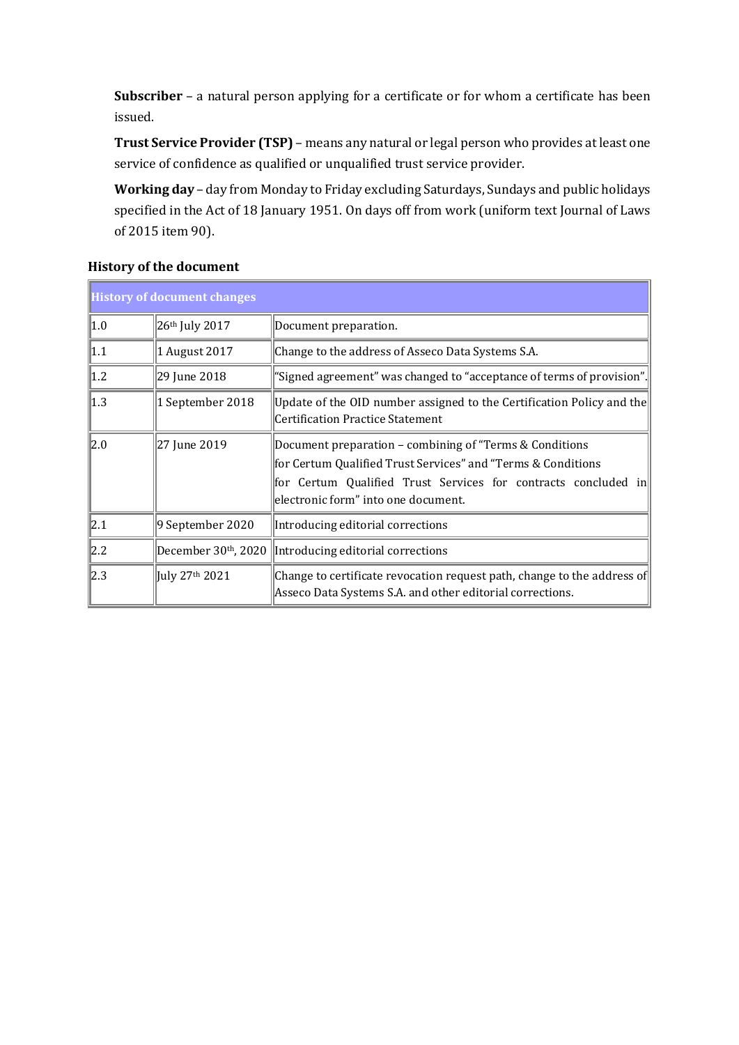**Subscriber** – a natural person applying for a certificate or for whom a certificate has been issued.

**Trust Service Provider (TSP)** – means any natural or legal person who provides at least one service of confidence as qualified or unqualified trust service provider.

**Working day** – day from Monday to Friday excluding Saturdays, Sundays and public holidays specified in the Act of 18 January 1951. On days off from work (uniform text Journal of Laws of 2015 item 90).

### History of the document

| History of document changes | | |
|---|---|---|
| 1.0 | 26th July 2017 | Document preparation. |
| 1.1 | 1 August 2017 | Change to the address of Asseco Data Systems S.A. |
| 1.2 | 29 June 2018 | "Signed agreement" was changed to "acceptance of terms of provision". |
| 1.3 | 1 September 2018 | Update of the OID number assigned to the Certification Policy and the Certification Practice Statement |
| 2.0 | 27 June 2019 | Document preparation – combining of "Terms & Conditions for Certum Qualified Trust Services" and "Terms & Conditions for Certum Qualified Trust Services for contracts concluded in electronic form" into one document. |
| 2.1 | 9 September 2020 | Introducing editorial corrections |
| 2.2 | December 30th, 2020 | Introducing editorial corrections |
| 2.3 | July 27th 2021 | Change to certificate revocation request path, change to the address of Asseco Data Systems S.A. and other editorial corrections. |